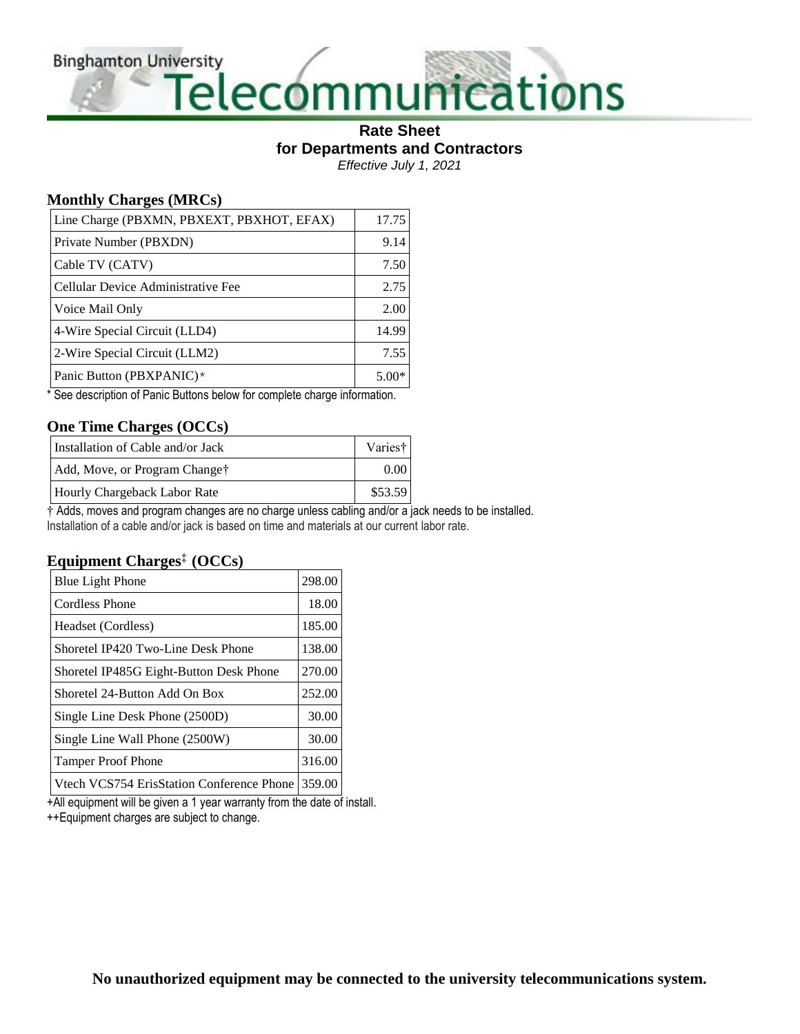# Binghamton University Telecommunications

**Rate Sheet**
**for Departments and Contractors**
*Effective July 1, 2021*

## Monthly Charges (MRCs)

| | |
|---|---|
| Line Charge (PBXMN, PBXEXT, PBXHOT, EFAX) | 17.75 |
| Private Number (PBXDN) | 9.14 |
| Cable TV (CATV) | 7.50 |
| Cellular Device Administrative Fee | 2.75 |
| Voice Mail Only | 2.00 |
| 4-Wire Special Circuit (LLD4) | 14.99 |
| 2-Wire Special Circuit (LLM2) | 7.55 |
| Panic Button (PBXPANIC)* | 5.00* |

* See description of Panic Buttons below for complete charge information.

## One Time Charges (OCCs)

| | |
|---|---|
| Installation of Cable and/or Jack | Varies† |
| Add, Move, or Program Change† | 0.00 |
| Hourly Chargeback Labor Rate | $53.59 |

† Adds, moves and program changes are no charge unless cabling and/or a jack needs to be installed.
Installation of a cable and/or jack is based on time and materials at our current labor rate.

## Equipment Charges‡ (OCCs)

| | |
|---|---|
| Blue Light Phone | 298.00 |
| Cordless Phone | 18.00 |
| Headset (Cordless) | 185.00 |
| Shoretel IP420 Two-Line Desk Phone | 138.00 |
| Shoretel IP485G Eight-Button Desk Phone | 270.00 |
| Shoretel 24-Button Add On Box | 252.00 |
| Single Line Desk Phone (2500D) | 30.00 |
| Single Line Wall Phone (2500W) | 30.00 |
| Tamper Proof Phone | 316.00 |
| Vtech VCS754 ErisStation Conference Phone | 359.00 |

+All equipment will be given a 1 year warranty from the date of install.
++Equipment charges are subject to change.

**No unauthorized equipment may be connected to the university telecommunications system.**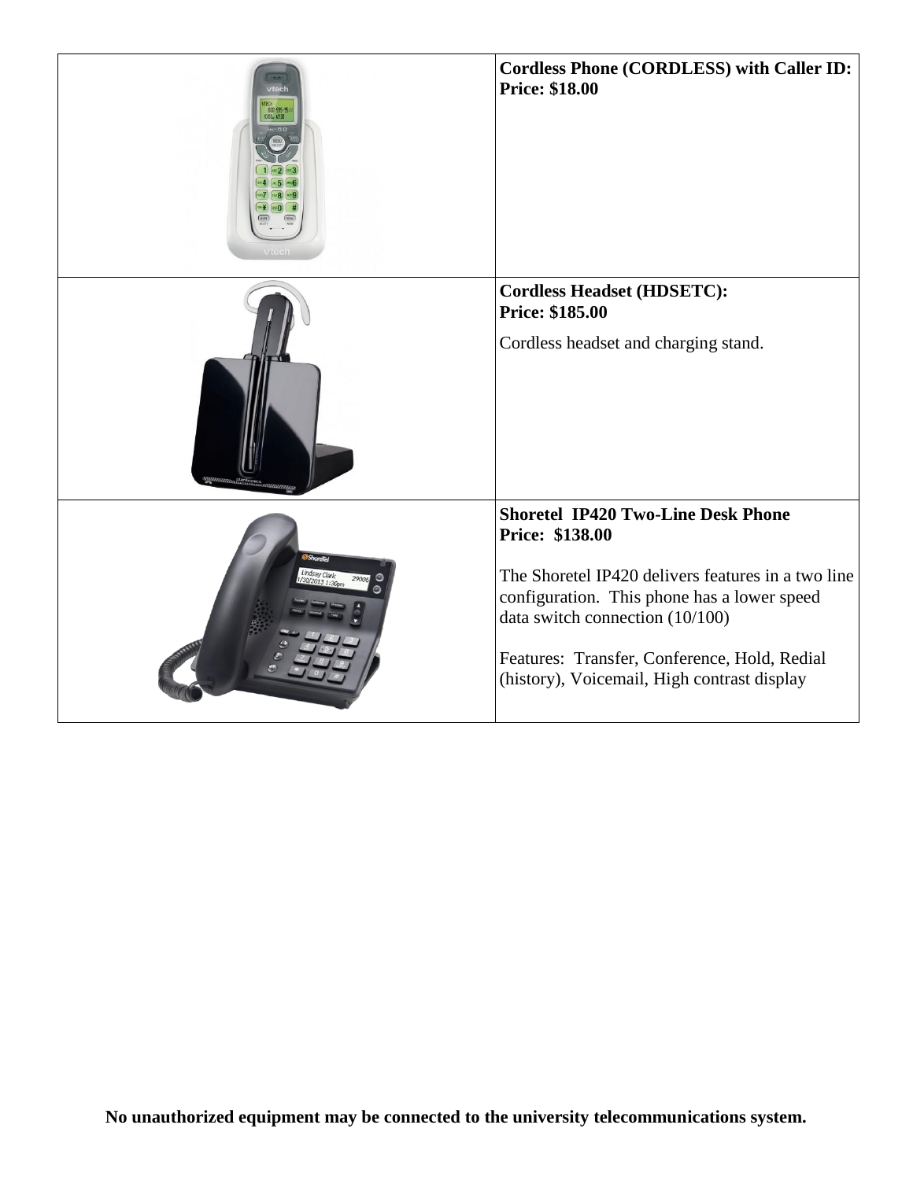| | |
|---|---|
| | **Cordless Phone (CORDLESS) with Caller ID:**<br>**Price: $18.00** |
| | **Cordless Headset (HDSETC):**<br>**Price: $185.00**<br><br>Cordless headset and charging stand. |
| | **Shoretel IP420 Two-Line Desk Phone**<br>**Price: $138.00**<br><br>The Shoretel IP420 delivers features in a two line configuration. This phone has a lower speed data switch connection (10/100)<br><br>Features: Transfer, Conference, Hold, Redial (history), Voicemail, High contrast display |

**No unauthorized equipment may be connected to the university telecommunications system.**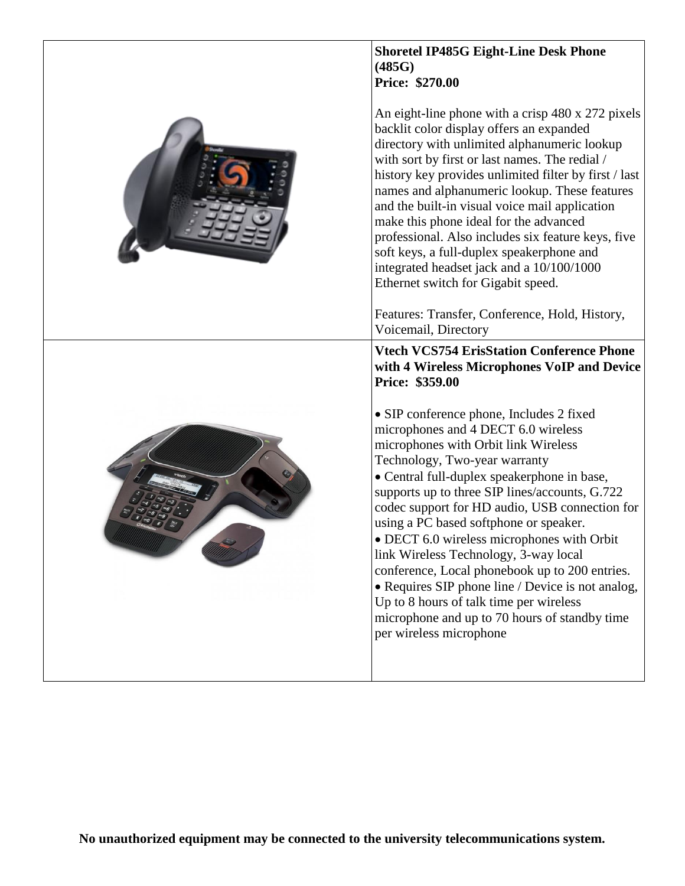| | |
|---|---|
| | **Shoretel IP485G Eight-Line Desk Phone (485G)**<br>**Price: $270.00**<br><br>An eight-line phone with a crisp 480 x 272 pixels backlit color display offers an expanded directory with unlimited alphanumeric lookup with sort by first or last names. The redial / history key provides unlimited filter by first / last names and alphanumeric lookup. These features and the built-in visual voice mail application make this phone ideal for the advanced professional. Also includes six feature keys, five soft keys, a full-duplex speakerphone and integrated headset jack and a 10/100/1000 Ethernet switch for Gigabit speed.<br><br>Features: Transfer, Conference, Hold, History, Voicemail, Directory |
| | **Vtech VCS754 ErisStation Conference Phone with 4 Wireless Microphones VoIP and Device**<br>**Price: $359.00**<br><br>• SIP conference phone, Includes 2 fixed microphones and 4 DECT 6.0 wireless microphones with Orbit link Wireless Technology, Two-year warranty<br>• Central full-duplex speakerphone in base, supports up to three SIP lines/accounts, G.722 codec support for HD audio, USB connection for using a PC based softphone or speaker.<br>• DECT 6.0 wireless microphones with Orbit link Wireless Technology, 3-way local conference, Local phonebook up to 200 entries.<br>• Requires SIP phone line / Device is not analog, Up to 8 hours of talk time per wireless microphone and up to 70 hours of standby time per wireless microphone |

**No unauthorized equipment may be connected to the university telecommunications system.**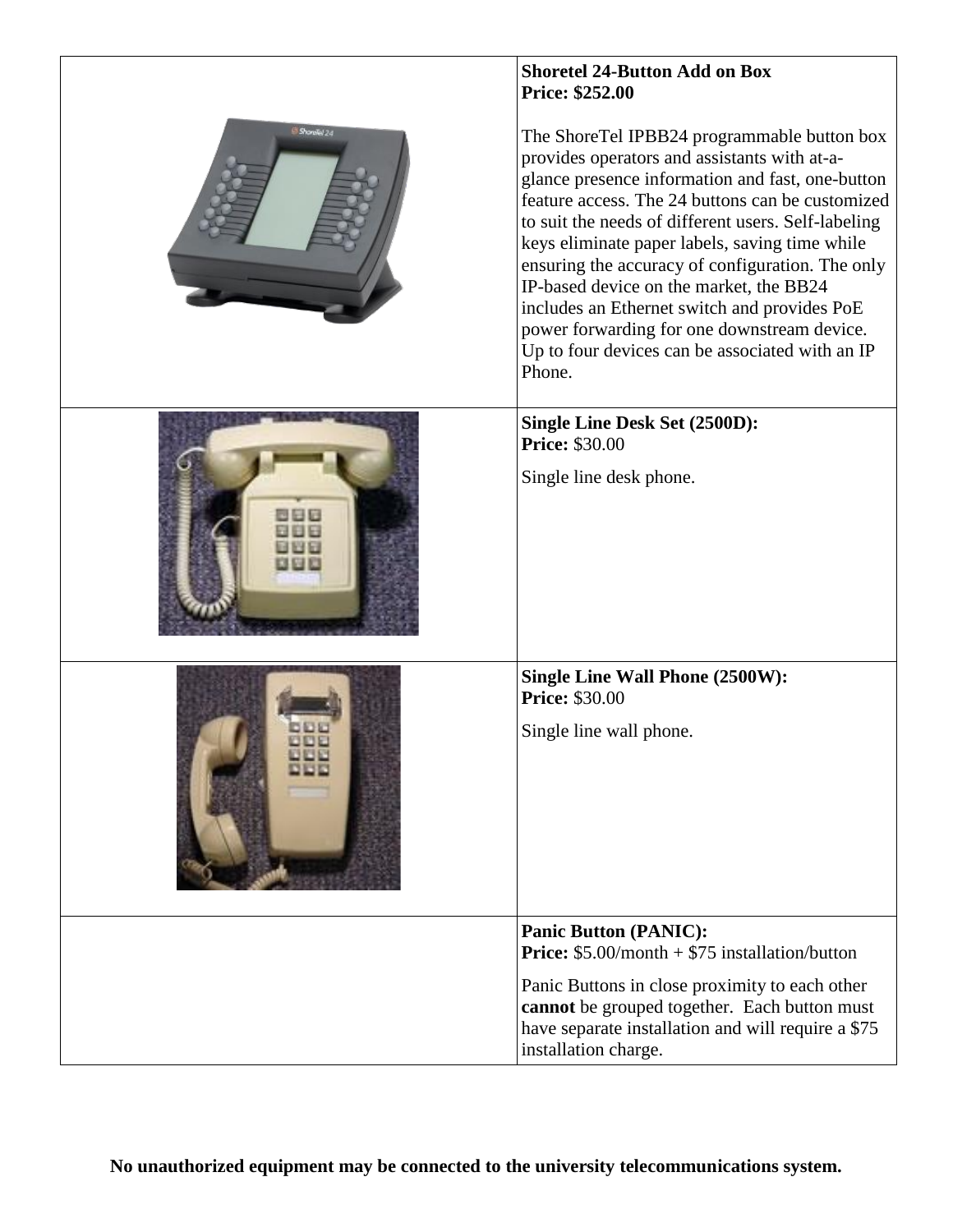| | |
|---|---|
| | **Shoretel 24-Button Add on Box**<br>**Price: $252.00**<br><br>The ShoreTel IPBB24 programmable button box provides operators and assistants with at-a-glance presence information and fast, one-button feature access. The 24 buttons can be customized to suit the needs of different users. Self-labeling keys eliminate paper labels, saving time while ensuring the accuracy of configuration. The only IP-based device on the market, the BB24 includes an Ethernet switch and provides PoE power forwarding for one downstream device. Up to four devices can be associated with an IP Phone. |
| | **Single Line Desk Set (2500D):**<br>**Price:** $30.00<br><br>Single line desk phone. |
| | **Single Line Wall Phone (2500W):**<br>**Price:** $30.00<br><br>Single line wall phone. |
| | **Panic Button (PANIC):**<br>**Price:** $5.00/month + $75 installation/button<br><br>Panic Buttons in close proximity to each other **cannot** be grouped together. Each button must have separate installation and will require a $75 installation charge. |

**No unauthorized equipment may be connected to the university telecommunications system.**